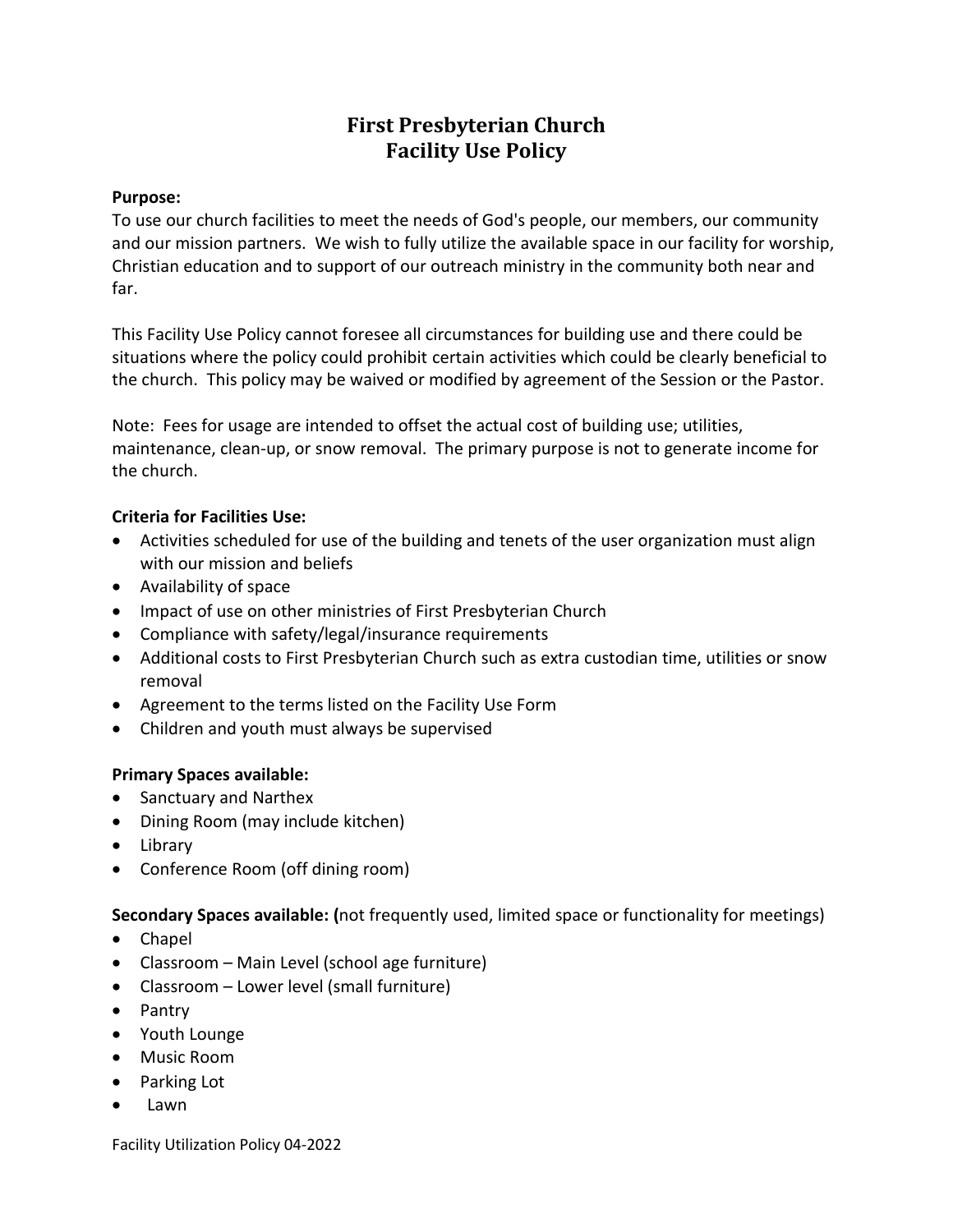# First Presbyterian Church
# Facility Use Policy

**Purpose:**
To use our church facilities to meet the needs of God's people, our members, our community and our mission partners. We wish to fully utilize the available space in our facility for worship, Christian education and to support of our outreach ministry in the community both near and far.

This Facility Use Policy cannot foresee all circumstances for building use and there could be situations where the policy could prohibit certain activities which could be clearly beneficial to the church. This policy may be waived or modified by agreement of the Session or the Pastor.

Note: Fees for usage are intended to offset the actual cost of building use; utilities, maintenance, clean-up, or snow removal. The primary purpose is not to generate income for the church.

**Criteria for Facilities Use:**

- Activities scheduled for use of the building and tenets of the user organization must align with our mission and beliefs
- Availability of space
- Impact of use on other ministries of First Presbyterian Church
- Compliance with safety/legal/insurance requirements
- Additional costs to First Presbyterian Church such as extra custodian time, utilities or snow removal
- Agreement to the terms listed on the Facility Use Form
- Children and youth must always be supervised

**Primary Spaces available:**

- Sanctuary and Narthex
- Dining Room (may include kitchen)
- Library
- Conference Room (off dining room)

**Secondary Spaces available: (**not frequently used, limited space or functionality for meetings)

- Chapel
- Classroom – Main Level (school age furniture)
- Classroom – Lower level (small furniture)
- Pantry
- Youth Lounge
- Music Room
- Parking Lot
- Lawn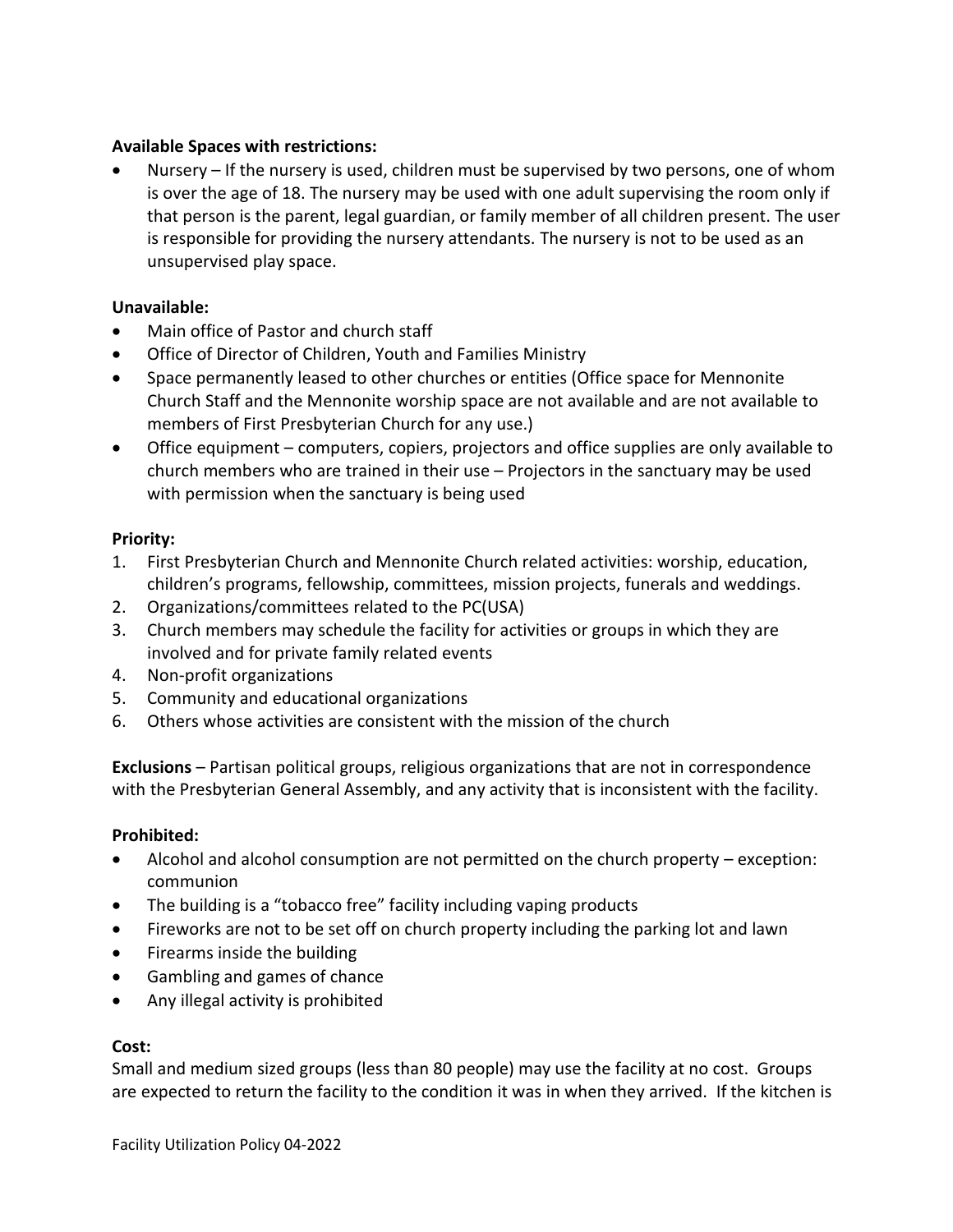**Available Spaces with restrictions:**

- Nursery – If the nursery is used, children must be supervised by two persons, one of whom is over the age of 18. The nursery may be used with one adult supervising the room only if that person is the parent, legal guardian, or family member of all children present. The user is responsible for providing the nursery attendants. The nursery is not to be used as an unsupervised play space.

**Unavailable:**

- Main office of Pastor and church staff
- Office of Director of Children, Youth and Families Ministry
- Space permanently leased to other churches or entities (Office space for Mennonite Church Staff and the Mennonite worship space are not available and are not available to members of First Presbyterian Church for any use.)
- Office equipment – computers, copiers, projectors and office supplies are only available to church members who are trained in their use – Projectors in the sanctuary may be used with permission when the sanctuary is being used

**Priority:**

1. First Presbyterian Church and Mennonite Church related activities: worship, education, children's programs, fellowship, committees, mission projects, funerals and weddings.
2. Organizations/committees related to the PC(USA)
3. Church members may schedule the facility for activities or groups in which they are involved and for private family related events
4. Non-profit organizations
5. Community and educational organizations
6. Others whose activities are consistent with the mission of the church

**Exclusions** – Partisan political groups, religious organizations that are not in correspondence with the Presbyterian General Assembly, and any activity that is inconsistent with the facility.

**Prohibited:**

- Alcohol and alcohol consumption are not permitted on the church property – exception: communion
- The building is a "tobacco free" facility including vaping products
- Fireworks are not to be set off on church property including the parking lot and lawn
- Firearms inside the building
- Gambling and games of chance
- Any illegal activity is prohibited

**Cost:**

Small and medium sized groups (less than 80 people) may use the facility at no cost. Groups are expected to return the facility to the condition it was in when they arrived. If the kitchen is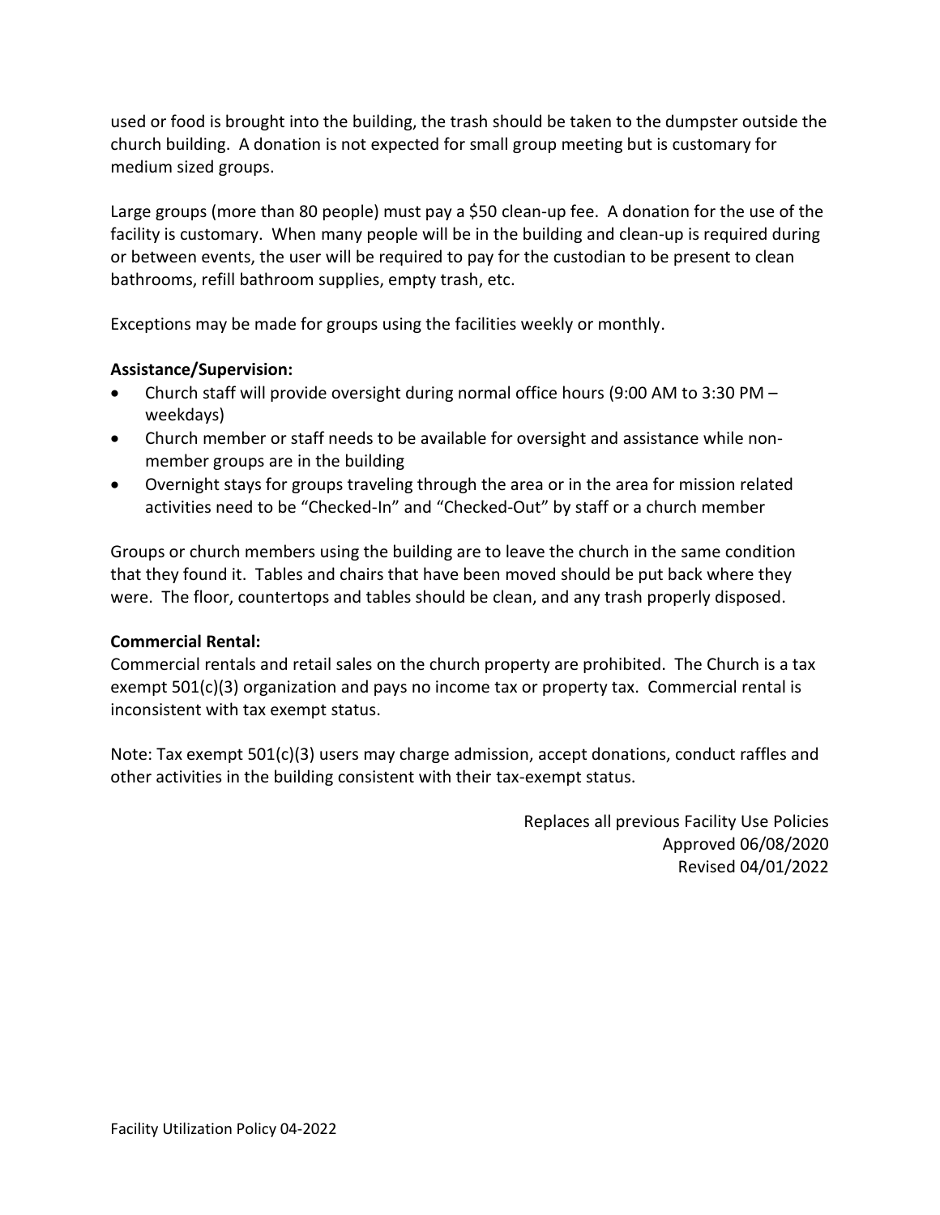used or food is brought into the building, the trash should be taken to the dumpster outside the church building. A donation is not expected for small group meeting but is customary for medium sized groups.

Large groups (more than 80 people) must pay a $50 clean-up fee. A donation for the use of the facility is customary. When many people will be in the building and clean-up is required during or between events, the user will be required to pay for the custodian to be present to clean bathrooms, refill bathroom supplies, empty trash, etc.

Exceptions may be made for groups using the facilities weekly or monthly.

**Assistance/Supervision:**

- Church staff will provide oversight during normal office hours (9:00 AM to 3:30 PM – weekdays)
- Church member or staff needs to be available for oversight and assistance while non-member groups are in the building
- Overnight stays for groups traveling through the area or in the area for mission related activities need to be "Checked-In" and "Checked-Out" by staff or a church member

Groups or church members using the building are to leave the church in the same condition that they found it. Tables and chairs that have been moved should be put back where they were. The floor, countertops and tables should be clean, and any trash properly disposed.

**Commercial Rental:**

Commercial rentals and retail sales on the church property are prohibited. The Church is a tax exempt 501(c)(3) organization and pays no income tax or property tax. Commercial rental is inconsistent with tax exempt status.

Note: Tax exempt 501(c)(3) users may charge admission, accept donations, conduct raffles and other activities in the building consistent with their tax-exempt status.

Replaces all previous Facility Use Policies
Approved 06/08/2020
Revised 04/01/2022